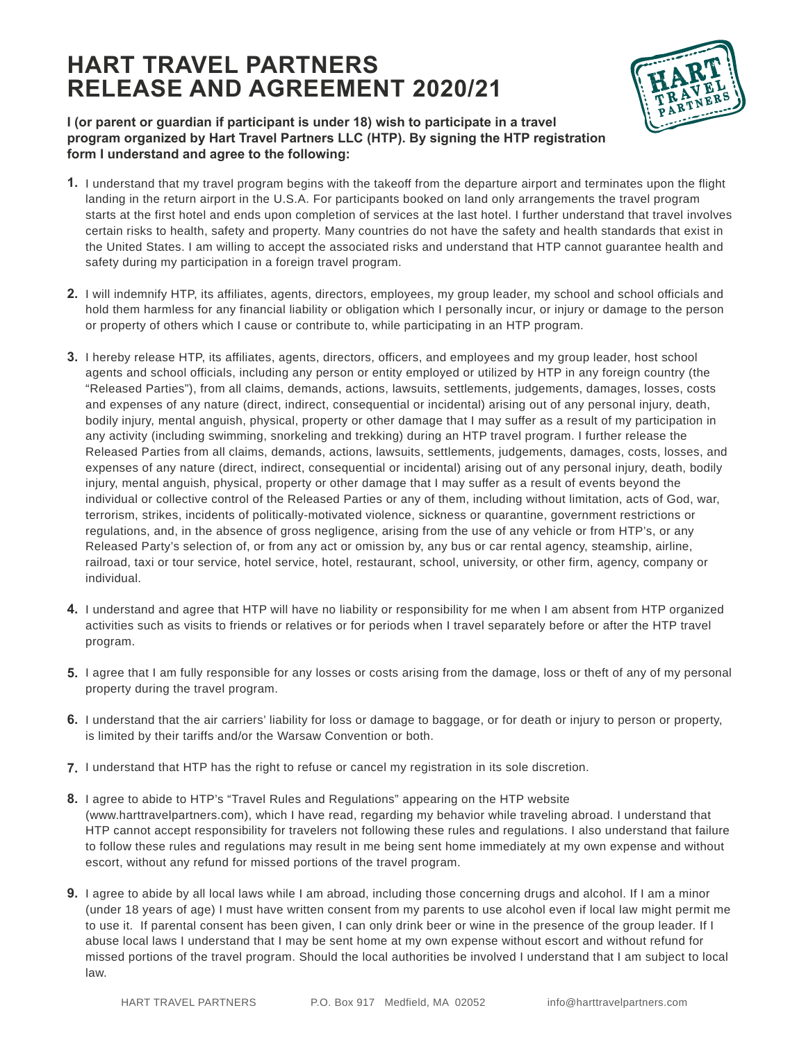# HART TRAVEL PARTNERS
# RELEASE AND AGREEMENT 2020/21

**I (or parent or guardian if participant is under 18) wish to participate in a travel program organized by Hart Travel Partners LLC (HTP). By signing the HTP registration form I understand and agree to the following:**

1. I understand that my travel program begins with the takeoff from the departure airport and terminates upon the flight landing in the return airport in the U.S.A. For participants booked on land only arrangements the travel program starts at the first hotel and ends upon completion of services at the last hotel. I further understand that travel involves certain risks to health, safety and property. Many countries do not have the safety and health standards that exist in the United States. I am willing to accept the associated risks and understand that HTP cannot guarantee health and safety during my participation in a foreign travel program.

2. I will indemnify HTP, its affiliates, agents, directors, employees, my group leader, my school and school officials and hold them harmless for any financial liability or obligation which I personally incur, or injury or damage to the person or property of others which I cause or contribute to, while participating in an HTP program.

3. I hereby release HTP, its affiliates, agents, directors, officers, and employees and my group leader, host school agents and school officials, including any person or entity employed or utilized by HTP in any foreign country (the "Released Parties"), from all claims, demands, actions, lawsuits, settlements, judgements, damages, losses, costs and expenses of any nature (direct, indirect, consequential or incidental) arising out of any personal injury, death, bodily injury, mental anguish, physical, property or other damage that I may suffer as a result of my participation in any activity (including swimming, snorkeling and trekking) during an HTP travel program. I further release the Released Parties from all claims, demands, actions, lawsuits, settlements, judgements, damages, costs, losses, and expenses of any nature (direct, indirect, consequential or incidental) arising out of any personal injury, death, bodily injury, mental anguish, physical, property or other damage that I may suffer as a result of events beyond the individual or collective control of the Released Parties or any of them, including without limitation, acts of God, war, terrorism, strikes, incidents of politically-motivated violence, sickness or quarantine, government restrictions or regulations, and, in the absence of gross negligence, arising from the use of any vehicle or from HTP's, or any Released Party's selection of, or from any act or omission by, any bus or car rental agency, steamship, airline, railroad, taxi or tour service, hotel service, hotel, restaurant, school, university, or other firm, agency, company or individual.

4. I understand and agree that HTP will have no liability or responsibility for me when I am absent from HTP organized activities such as visits to friends or relatives or for periods when I travel separately before or after the HTP travel program.

5. I agree that I am fully responsible for any losses or costs arising from the damage, loss or theft of any of my personal property during the travel program.

6. I understand that the air carriers' liability for loss or damage to baggage, or for death or injury to person or property, is limited by their tariffs and/or the Warsaw Convention or both.

7. I understand that HTP has the right to refuse or cancel my registration in its sole discretion.

8. I agree to abide to HTP's "Travel Rules and Regulations" appearing on the HTP website (www.harttravelpartners.com), which I have read, regarding my behavior while traveling abroad. I understand that HTP cannot accept responsibility for travelers not following these rules and regulations. I also understand that failure to follow these rules and regulations may result in me being sent home immediately at my own expense and without escort, without any refund for missed portions of the travel program.

9. I agree to abide by all local laws while I am abroad, including those concerning drugs and alcohol. If I am a minor (under 18 years of age) I must have written consent from my parents to use alcohol even if local law might permit me to use it. If parental consent has been given, I can only drink beer or wine in the presence of the group leader. If I abuse local laws I understand that I may be sent home at my own expense without escort and without refund for missed portions of the travel program. Should the local authorities be involved I understand that I am subject to local law.

HART TRAVEL PARTNERS P.O. Box 917 Medfield, MA 02052 info@harttravelpartners.com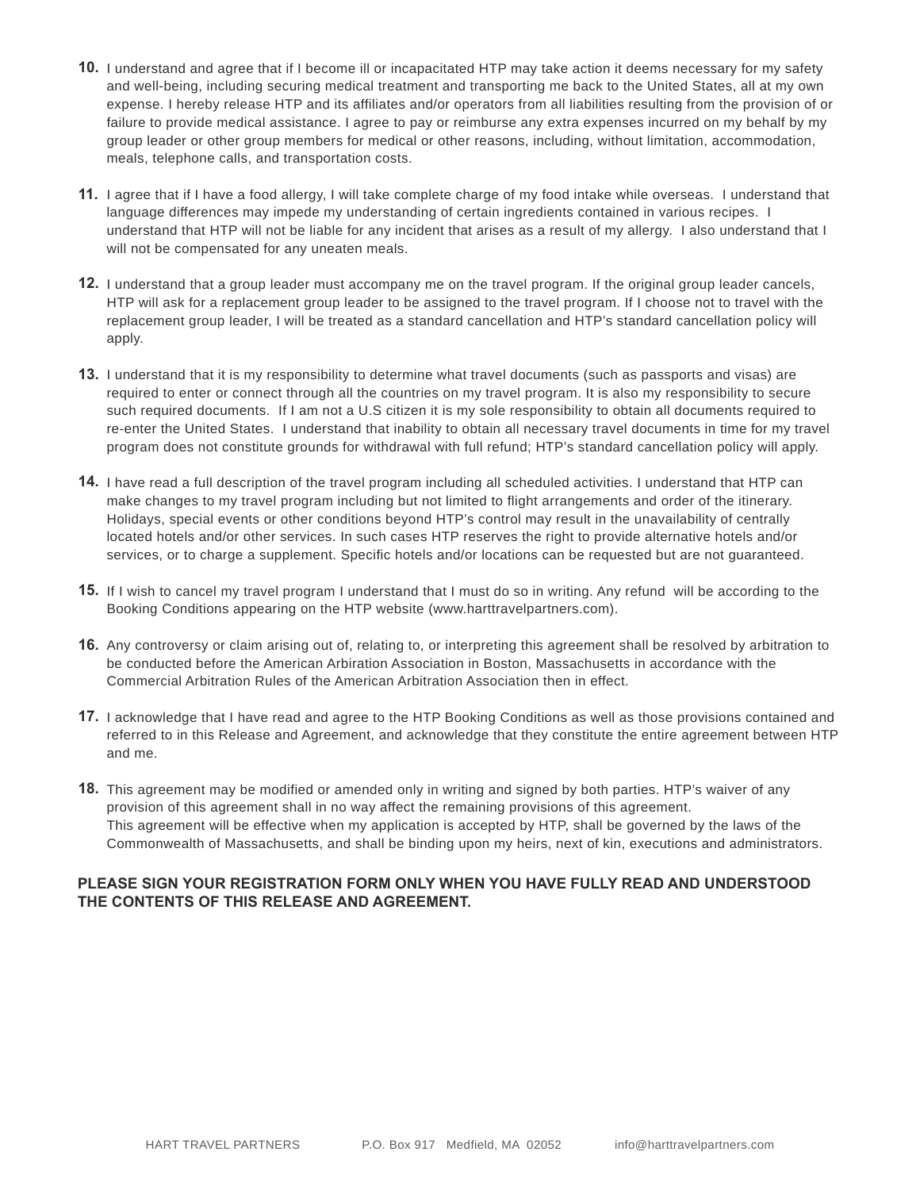10. I understand and agree that if I become ill or incapacitated HTP may take action it deems necessary for my safety and well-being, including securing medical treatment and transporting me back to the United States, all at my own expense. I hereby release HTP and its affiliates and/or operators from all liabilities resulting from the provision of or failure to provide medical assistance. I agree to pay or reimburse any extra expenses incurred on my behalf by my group leader or other group members for medical or other reasons, including, without limitation, accommodation, meals, telephone calls, and transportation costs.

11. I agree that if I have a food allergy, I will take complete charge of my food intake while overseas. I understand that language differences may impede my understanding of certain ingredients contained in various recipes. I understand that HTP will not be liable for any incident that arises as a result of my allergy. I also understand that I will not be compensated for any uneaten meals.

12. I understand that a group leader must accompany me on the travel program. If the original group leader cancels, HTP will ask for a replacement group leader to be assigned to the travel program. If I choose not to travel with the replacement group leader, I will be treated as a standard cancellation and HTP's standard cancellation policy will apply.

13. I understand that it is my responsibility to determine what travel documents (such as passports and visas) are required to enter or connect through all the countries on my travel program. It is also my responsibility to secure such required documents. If I am not a U.S citizen it is my sole responsibility to obtain all documents required to re-enter the United States. I understand that inability to obtain all necessary travel documents in time for my travel program does not constitute grounds for withdrawal with full refund; HTP's standard cancellation policy will apply.

14. I have read a full description of the travel program including all scheduled activities. I understand that HTP can make changes to my travel program including but not limited to flight arrangements and order of the itinerary. Holidays, special events or other conditions beyond HTP's control may result in the unavailability of centrally located hotels and/or other services. In such cases HTP reserves the right to provide alternative hotels and/or services, or to charge a supplement. Specific hotels and/or locations can be requested but are not guaranteed.

15. If I wish to cancel my travel program I understand that I must do so in writing. Any refund will be according to the Booking Conditions appearing on the HTP website (www.harttravelpartners.com).

16. Any controversy or claim arising out of, relating to, or interpreting this agreement shall be resolved by arbitration to be conducted before the American Arbitration Association in Boston, Massachusetts in accordance with the Commercial Arbitration Rules of the American Arbitration Association then in effect.

17. I acknowledge that I have read and agree to the HTP Booking Conditions as well as those provisions contained and referred to in this Release and Agreement, and acknowledge that they constitute the entire agreement between HTP and me.

18. This agreement may be modified or amended only in writing and signed by both parties. HTP's waiver of any provision of this agreement shall in no way affect the remaining provisions of this agreement.
    This agreement will be effective when my application is accepted by HTP, shall be governed by the laws of the Commonwealth of Massachusetts, and shall be binding upon my heirs, next of kin, executions and administrators.

**PLEASE SIGN YOUR REGISTRATION FORM ONLY WHEN YOU HAVE FULLY READ AND UNDERSTOOD THE CONTENTS OF THIS RELEASE AND AGREEMENT.**

HART TRAVEL PARTNERS P.O. Box 917 Medfield, MA 02052 info@harttravelpartners.com